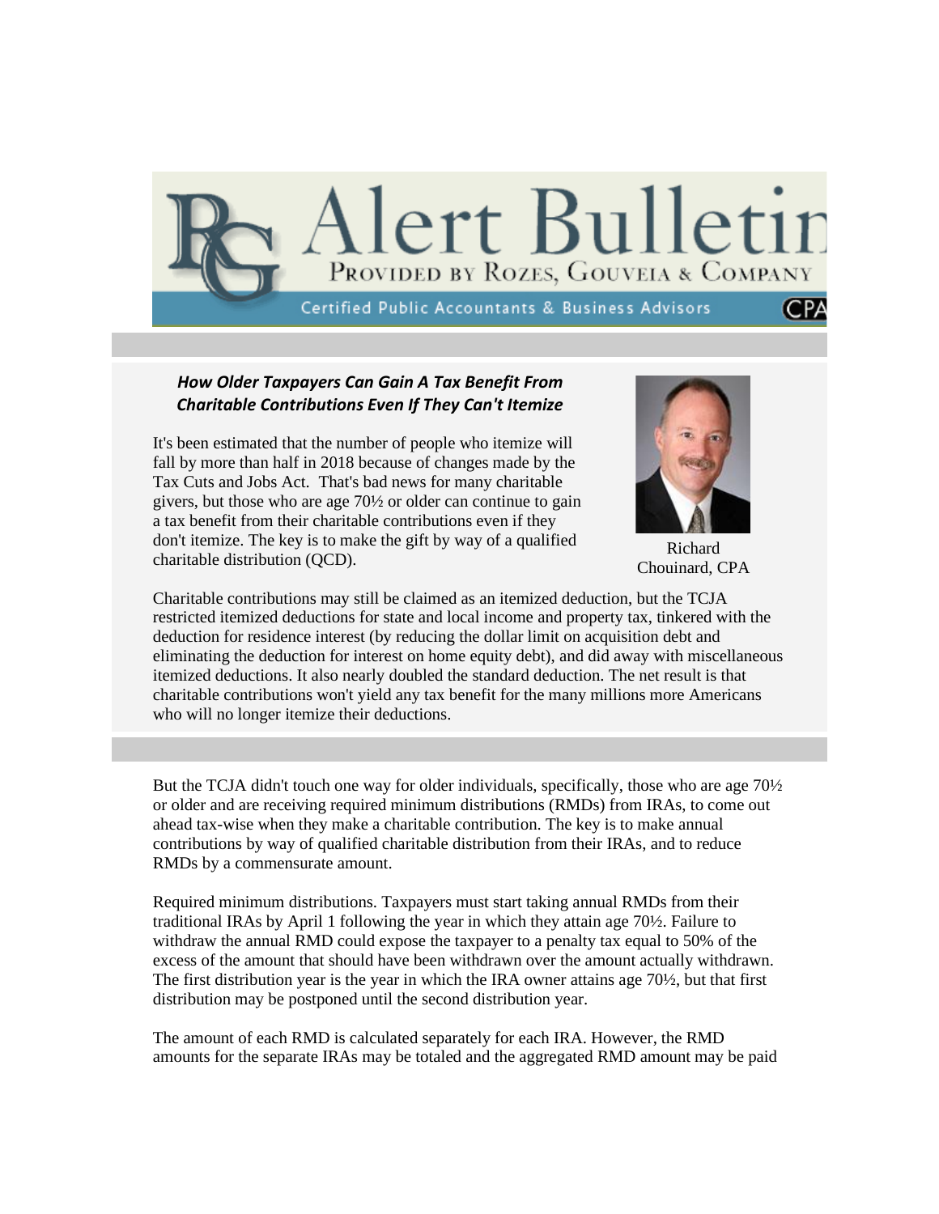# Alert Bulletin

PROVIDED BY ROZES, GOUVEIA & COMPANY

Certified Public Accountants & Business Advisors

### *How Older Taxpayers Can Gain A Tax Benefit From Charitable Contributions Even If They Can't Itemize*

Richard Chouinard, CPA

It's been estimated that the number of people who itemize will fall by more than half in 2018 because of changes made by the Tax Cuts and Jobs Act. That's bad news for many charitable givers, but those who are age 70½ or older can continue to gain a tax benefit from their charitable contributions even if they don't itemize. The key is to make the gift by way of a qualified charitable distribution (QCD).

Charitable contributions may still be claimed as an itemized deduction, but the TCJA restricted itemized deductions for state and local income and property tax, tinkered with the deduction for residence interest (by reducing the dollar limit on acquisition debt and eliminating the deduction for interest on home equity debt), and did away with miscellaneous itemized deductions. It also nearly doubled the standard deduction. The net result is that charitable contributions won't yield any tax benefit for the many millions more Americans who will no longer itemize their deductions.

But the TCJA didn't touch one way for older individuals, specifically, those who are age 70½ or older and are receiving required minimum distributions (RMDs) from IRAs, to come out ahead tax-wise when they make a charitable contribution. The key is to make annual contributions by way of qualified charitable distribution from their IRAs, and to reduce RMDs by a commensurate amount.

Required minimum distributions. Taxpayers must start taking annual RMDs from their traditional IRAs by April 1 following the year in which they attain age 70½. Failure to withdraw the annual RMD could expose the taxpayer to a penalty tax equal to 50% of the excess of the amount that should have been withdrawn over the amount actually withdrawn. The first distribution year is the year in which the IRA owner attains age 70½, but that first distribution may be postponed until the second distribution year.

The amount of each RMD is calculated separately for each IRA. However, the RMD amounts for the separate IRAs may be totaled and the aggregated RMD amount may be paid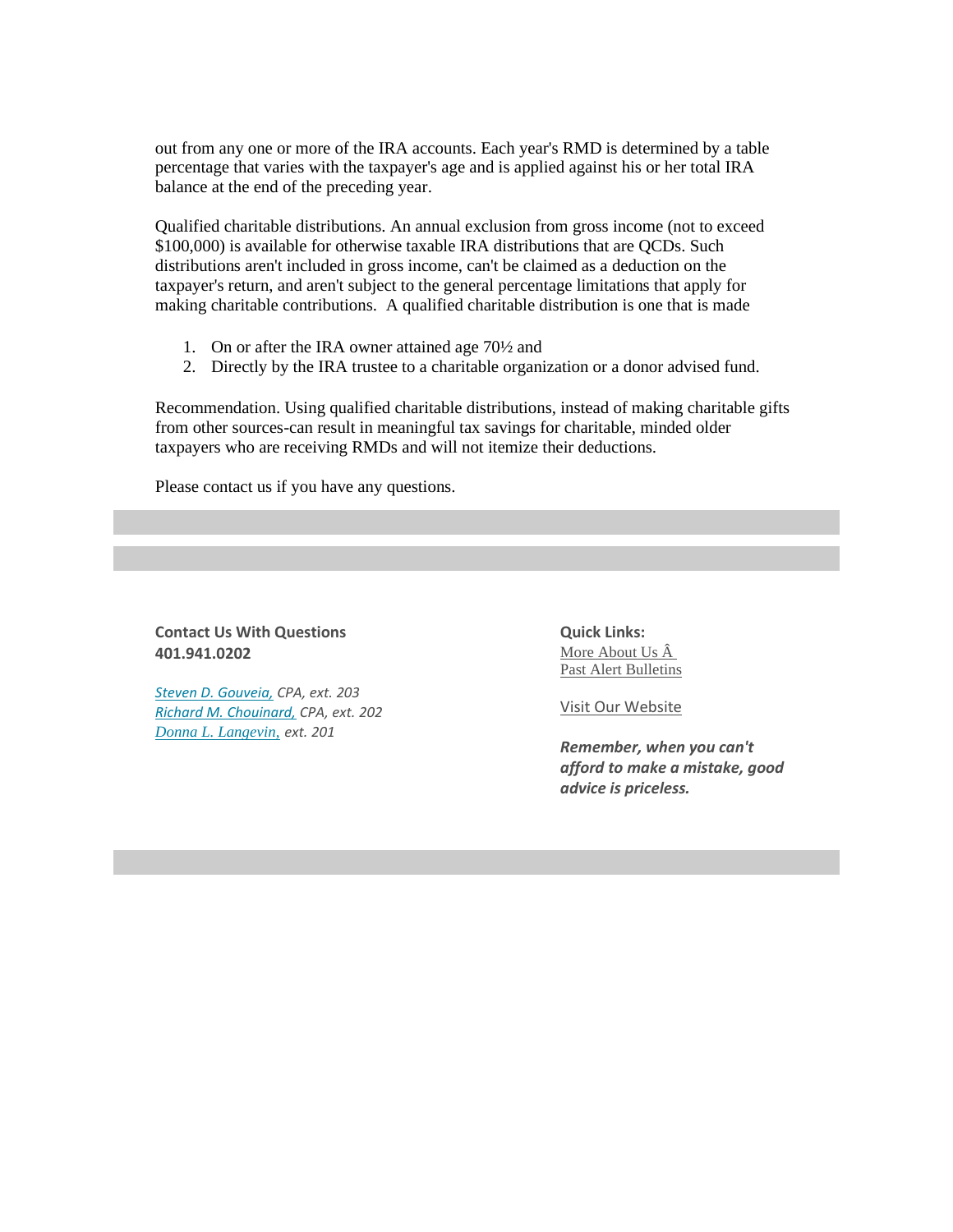out from any one or more of the IRA accounts. Each year's RMD is determined by a table percentage that varies with the taxpayer's age and is applied against his or her total IRA balance at the end of the preceding year.

Qualified charitable distributions. An annual exclusion from gross income (not to exceed $100,000) is available for otherwise taxable IRA distributions that are QCDs. Such distributions aren't included in gross income, can't be claimed as a deduction on the taxpayer's return, and aren't subject to the general percentage limitations that apply for making charitable contributions.  A qualified charitable distribution is one that is made

1. On or after the IRA owner attained age 70½ and
2. Directly by the IRA trustee to a charitable organization or a donor advised fund.

Recommendation. Using qualified charitable distributions, instead of making charitable gifts from other sources-can result in meaningful tax savings for charitable, minded older taxpayers who are receiving RMDs and will not itemize their deductions.

Please contact us if you have any questions.

**Contact Us With Questions**
**401.941.0202**

*Steven D. Gouveia, CPA, ext. 203*
*Richard M. Chouinard, CPA, ext. 202*
*Donna L. Langevin, ext. 201*

**Quick Links:**
More About Us Â
Past Alert Bulletins

Visit Our Website

***Remember, when you can't afford to make a mistake, good advice is priceless.***